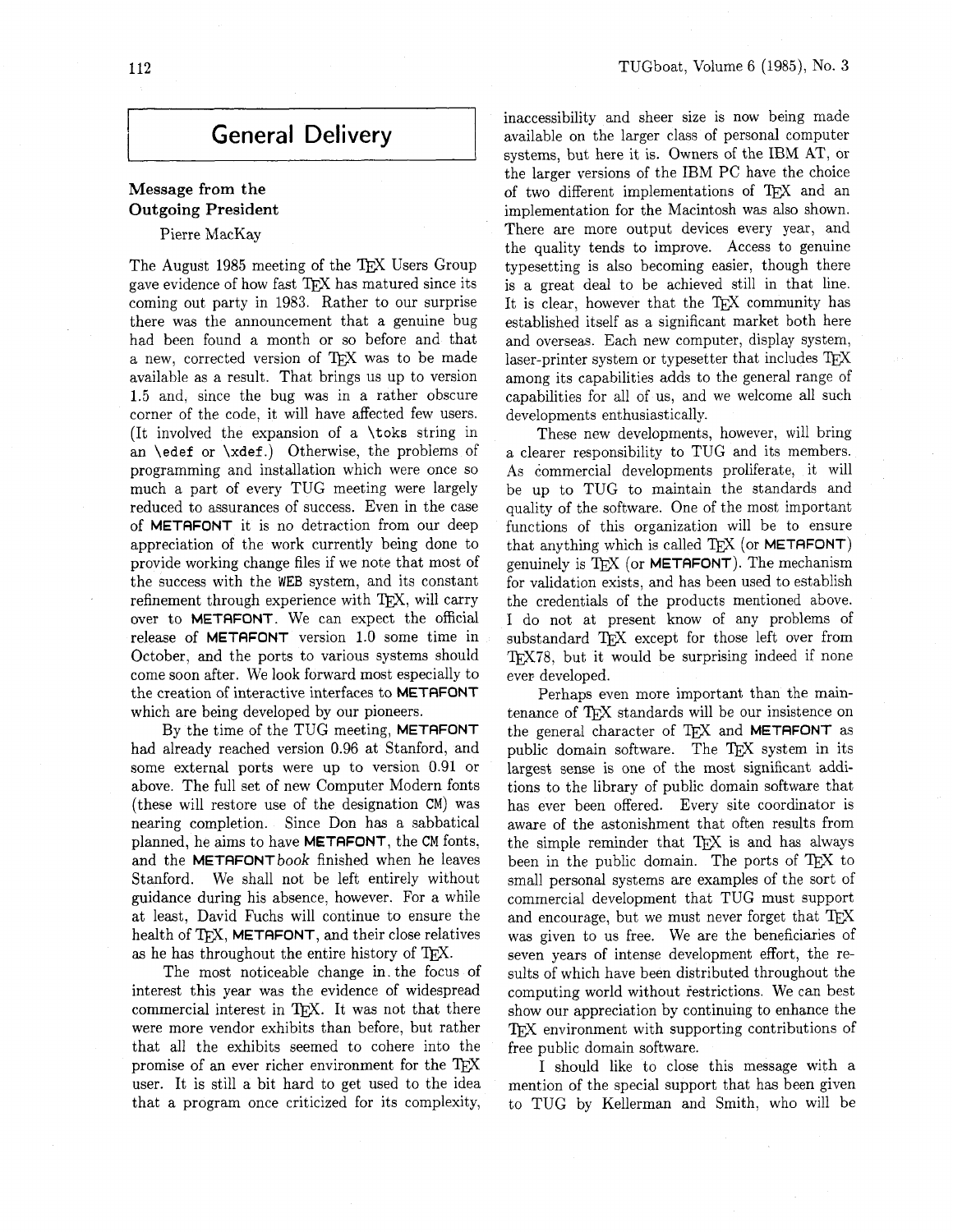# General Delivery

## Message from the Outgoing President

Pierre MacKay

The August 1985 meeting of the TeX Users Group gave evidence of how fast TeX has matured since its coming out party in 1983. Rather to our surprise there was the announcement that a genuine bug had been found a month or so before and that a new, corrected version of TeX was to be made available as a result. That brings us up to version 1.5 and, since the bug was in a rather obscure corner of the code, it will have affected few users. (It involved the expansion of a `\toks` string in an `\edef` or `\xdef`.) Otherwise, the problems of programming and installation which were once so much a part of every TUG meeting were largely reduced to assurances of success. Even in the case of **METAFONT** it is no detraction from our deep appreciation of the work currently being done to provide working change files if we note that most of the success with the WEB system, and its constant refinement through experience with TeX, will carry over to **METAFONT**. We can expect the official release of **METAFONT** version 1.0 some time in October, and the ports to various systems should come soon after. We look forward most especially to the creation of interactive interfaces to **METAFONT** which are being developed by our pioneers.

By the time of the TUG meeting, **METAFONT** had already reached version 0.96 at Stanford, and some external ports were up to version 0.91 or above. The full set of new Computer Modern fonts (these will restore use of the designation CM) was nearing completion. Since Don has a sabbatical planned, he aims to have **METAFONT**, the CM fonts, and the **METAFONT***book* finished when he leaves Stanford. We shall not be left entirely without guidance during his absence, however. For a while at least, David Fuchs will continue to ensure the health of TeX, **METAFONT**, and their close relatives as he has throughout the entire history of TeX.

The most noticeable change in the focus of interest this year was the evidence of widespread commercial interest in TeX. It was not that there were more vendor exhibits than before, but rather that all the exhibits seemed to cohere into the promise of an ever richer environment for the TeX user. It is still a bit hard to get used to the idea that a program once criticized for its complexity, inaccessibility and sheer size is now being made available on the larger class of personal computer systems, but here it is. Owners of the IBM AT, or the larger versions of the IBM PC have the choice of two different implementations of TeX and an implementation for the Macintosh was also shown. There are more output devices every year, and the quality tends to improve. Access to genuine typesetting is also becoming easier, though there is a great deal to be achieved still in that line. It is clear, however that the TeX community has established itself as a significant market both here and overseas. Each new computer, display system, laser-printer system or typesetter that includes TeX among its capabilities adds to the general range of capabilities for all of us, and we welcome all such developments enthusiastically.

These new developments, however, will bring a clearer responsibility to TUG and its members. As commercial developments proliferate, it will be up to TUG to maintain the standards and quality of the software. One of the most important functions of this organization will be to ensure that anything which is called TeX (or **METAFONT**) genuinely is TeX (or **METAFONT**). The mechanism for validation exists, and has been used to establish the credentials of the products mentioned above. I do not at present know of any problems of substandard TeX except for those left over from TeX78, but it would be surprising indeed if none ever developed.

Perhaps even more important than the maintenance of TeX standards will be our insistence on the general character of TeX and **METAFONT** as public domain software. The TeX system in its largest sense is one of the most significant additions to the library of public domain software that has ever been offered. Every site coordinator is aware of the astonishment that often results from the simple reminder that TeX is and has always been in the public domain. The ports of TeX to small personal systems are examples of the sort of commercial development that TUG must support and encourage, but we must never forget that TeX was given to us free. We are the beneficiaries of seven years of intense development effort, the results of which have been distributed throughout the computing world without restrictions. We can best show our appreciation by continuing to enhance the TeX environment with supporting contributions of free public domain software.

I should like to close this message with a mention of the special support that has been given to TUG by Kellerman and Smith, who will be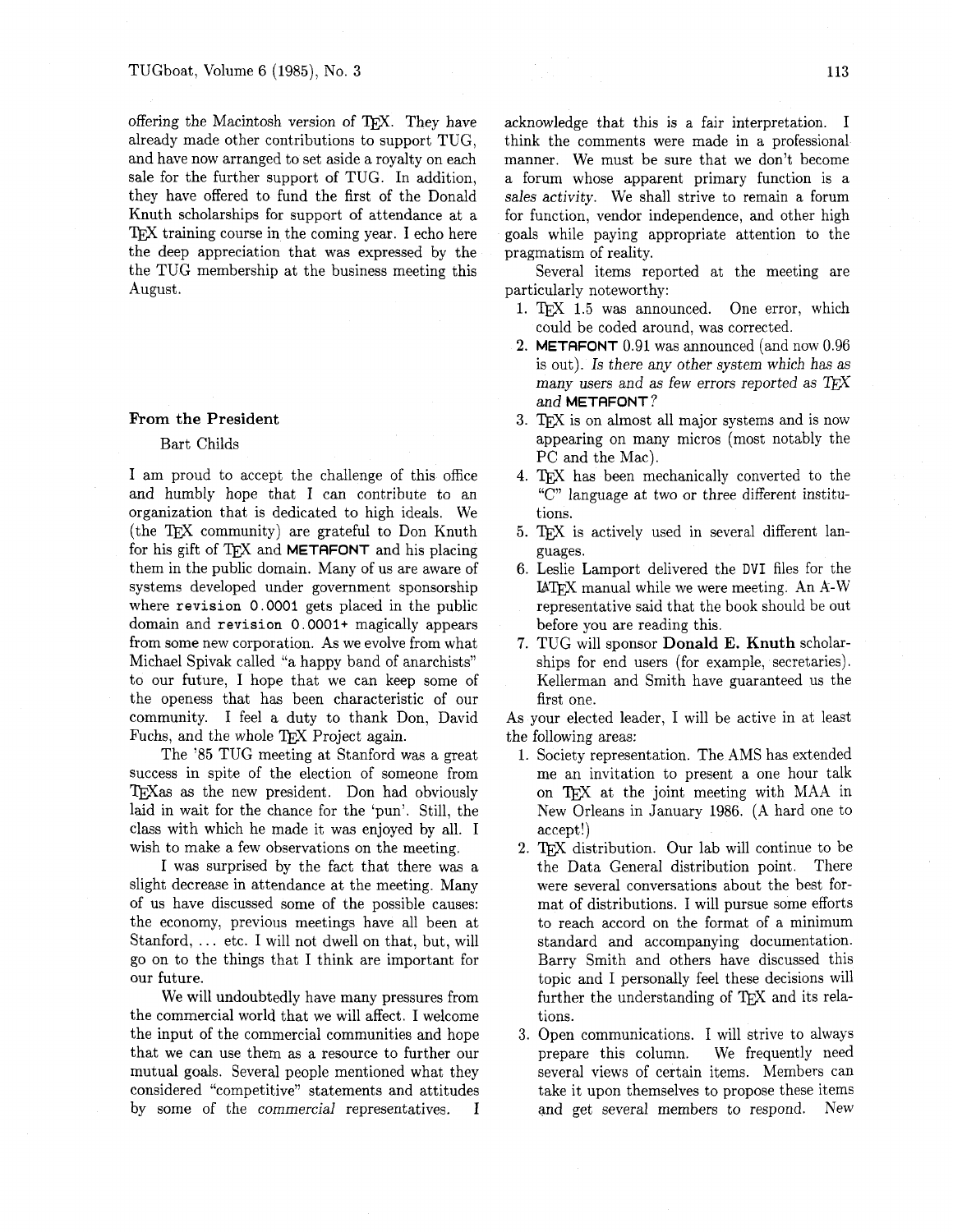offering the Macintosh version of TeX. They have already made other contributions to support TUG, and have now arranged to set aside a royalty on each sale for the further support of TUG. In addition, they have offered to fund the first of the Donald Knuth scholarships for support of attendance at a TeX training course in the coming year. I echo here the deep appreciation that was expressed by the the TUG membership at the business meeting this August.

## From the President

Bart Childs

I am proud to accept the challenge of this office and humbly hope that I can contribute to an organization that is dedicated to high ideals. We (the TeX community) are grateful to Don Knuth for his gift of TeX and **METAFONT** and his placing them in the public domain. Many of us are aware of systems developed under government sponsorship where `revision 0.0001` gets placed in the public domain and `revision 0.0001+` magically appears from some new corporation. As we evolve from what Michael Spivak called "a happy band of anarchists" to our future, I hope that we can keep some of the openess that has been characteristic of our community. I feel a duty to thank Don, David Fuchs, and the whole TeX Project again.

The '85 TUG meeting at Stanford was a great success in spite of the election of someone from TeXas as the new president. Don had obviously laid in wait for the chance for the 'pun'. Still, the class with which he made it was enjoyed by all. I wish to make a few observations on the meeting.

I was surprised by the fact that there was a slight decrease in attendance at the meeting. Many of us have discussed some of the possible causes: the economy, previous meetings have all been at Stanford, ... etc. I will not dwell on that, but, will go on to the things that I think are important for our future.

We will undoubtedly have many pressures from the commercial world that we will affect. I welcome the input of the commercial communities and hope that we can use them as a resource to further our mutual goals. Several people mentioned what they considered "competitive" statements and attitudes by some of the *commercial* representatives. I acknowledge that this is a fair interpretation. I think the comments were made in a professional manner. We must be sure that we don't become a forum whose apparent primary function is a *sales activity*. We shall strive to remain a forum for function, vendor independence, and other high goals while paying appropriate attention to the pragmatism of reality.

Several items reported at the meeting are particularly noteworthy:

1. TeX 1.5 was announced. One error, which could be coded around, was corrected.
2. **METAFONT** 0.91 was announced (and now 0.96 is out). *Is there any other system which has as many users and as few errors reported as TeX and **METAFONT**?*
3. TeX is on almost all major systems and is now appearing on many micros (most notably the PC and the Mac).
4. TeX has been mechanically converted to the "C" language at two or three different institutions.
5. TeX is actively used in several different languages.
6. Leslie Lamport delivered the `DVI` files for the LaTeX manual while we were meeting. An A-W representative said that the book should be out before you are reading this.
7. TUG will sponsor **Donald E. Knuth** scholarships for end users (for example, secretaries). Kellerman and Smith have guaranteed us the first one.

As your elected leader, I will be active in at least the following areas:

1. Society representation. The AMS has extended me an invitation to present a one hour talk on TeX at the joint meeting with MAA in New Orleans in January 1986. (A hard one to accept!)
2. TeX distribution. Our lab will continue to be the Data General distribution point. There were several conversations about the best format of distributions. I will pursue some efforts to reach accord on the format of a minimum standard and accompanying documentation. Barry Smith and others have discussed this topic and I personally feel these decisions will further the understanding of TeX and its relations.
3. Open communications. I will strive to always prepare this column. We frequently need several views of certain items. Members can take it upon themselves to propose these items and get several members to respond. New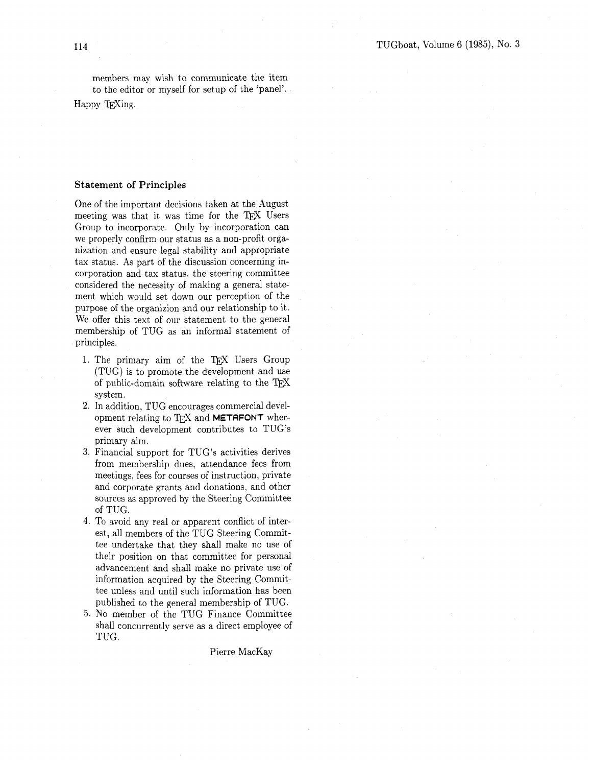members may wish to communicate the item to the editor or myself for setup of the 'panel'.

Happy TeXing.

### Statement of Principles

One of the important decisions taken at the August meeting was that it was time for the TeX Users Group to incorporate. Only by incorporation can we properly confirm our status as a non-profit organization and ensure legal stability and appropriate tax status. As part of the discussion concerning incorporation and tax status, the steering committee considered the necessity of making a general statement which would set down our perception of the purpose of the organizion and our relationship to it. We offer this text of our statement to the general membership of TUG as an informal statement of principles.

1. The primary aim of the TeX Users Group (TUG) is to promote the development and use of public-domain software relating to the TeX system.
2. In addition, TUG encourages commercial development relating to TeX and METAFONT wherever such development contributes to TUG's primary aim.
3. Financial support for TUG's activities derives from membership dues, attendance fees from meetings, fees for courses of instruction, private and corporate grants and donations, and other sources as approved by the Steering Committee of TUG.
4. To avoid any real or apparent conflict of interest, all members of the TUG Steering Committee undertake that they shall make no use of their position on that committee for personal advancement and shall make no private use of information acquired by the Steering Committee unless and until such information has been published to the general membership of TUG.
5. No member of the TUG Finance Committee shall concurrently serve as a direct employee of TUG.

Pierre MacKay